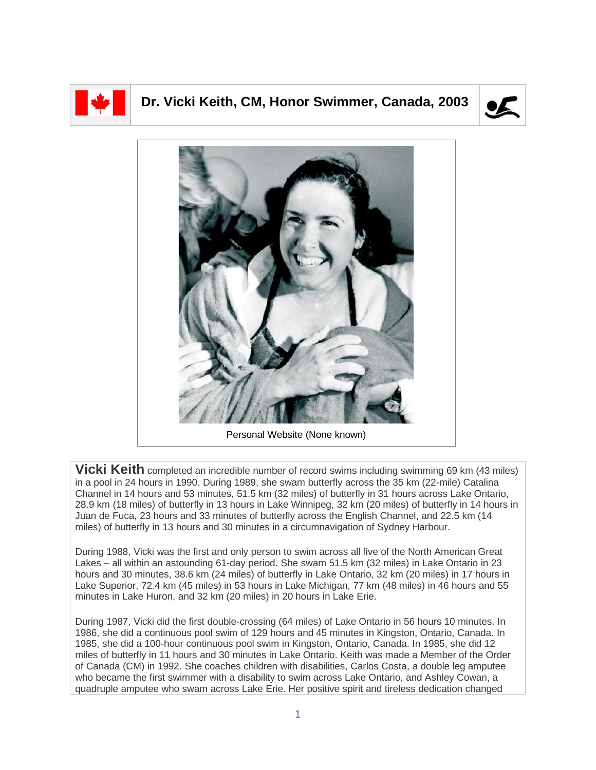# Dr. Vicki Keith, CM, Honor Swimmer, Canada, 2003

Personal Website (None known)

**Vicki Keith** completed an incredible number of record swims including swimming 69 km (43 miles) in a pool in 24 hours in 1990. During 1989, she swam butterfly across the 35 km (22-mile) Catalina Channel in 14 hours and 53 minutes, 51.5 km (32 miles) of butterfly in 31 hours across Lake Ontario, 28.9 km (18 miles) of butterfly in 13 hours in Lake Winnipeg, 32 km (20 miles) of butterfly in 14 hours in Juan de Fuca, 23 hours and 33 minutes of butterfly across the English Channel, and 22.5 km (14 miles) of butterfly in 13 hours and 30 minutes in a circumnavigation of Sydney Harbour.

During 1988, Vicki was the first and only person to swim across all five of the North American Great Lakes – all within an astounding 61-day period. She swam 51.5 km (32 miles) in Lake Ontario in 23 hours and 30 minutes, 38.6 km (24 miles) of butterfly in Lake Ontario, 32 km (20 miles) in 17 hours in Lake Superior, 72.4 km (45 miles) in 53 hours in Lake Michigan, 77 km (48 miles) in 46 hours and 55 minutes in Lake Huron, and 32 km (20 miles) in 20 hours in Lake Erie.

During 1987, Vicki did the first double-crossing (64 miles) of Lake Ontario in 56 hours 10 minutes. In 1986, she did a continuous pool swim of 129 hours and 45 minutes in Kingston, Ontario, Canada. In 1985, she did a 100-hour continuous pool swim in Kingston, Ontario, Canada. In 1985, she did 12 miles of butterfly in 11 hours and 30 minutes in Lake Ontario. Keith was made a Member of the Order of Canada (CM) in 1992. She coaches children with disabilities, Carlos Costa, a double leg amputee who became the first swimmer with a disability to swim across Lake Ontario, and Ashley Cowan, a quadruple amputee who swam across Lake Erie. Her positive spirit and tireless dedication changed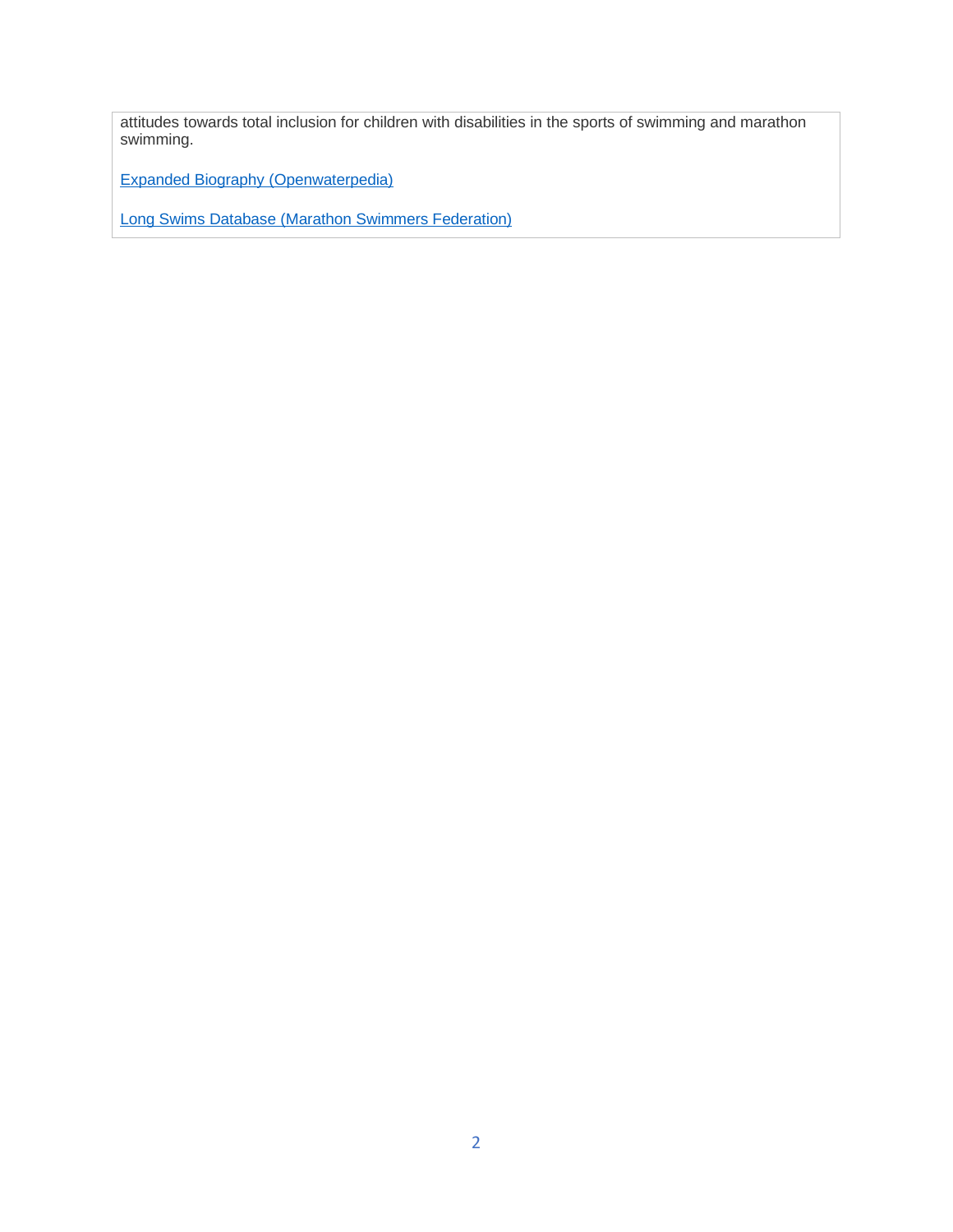attitudes towards total inclusion for children with disabilities in the sports of swimming and marathon swimming.

Expanded Biography (Openwaterpedia)

Long Swims Database (Marathon Swimmers Federation)